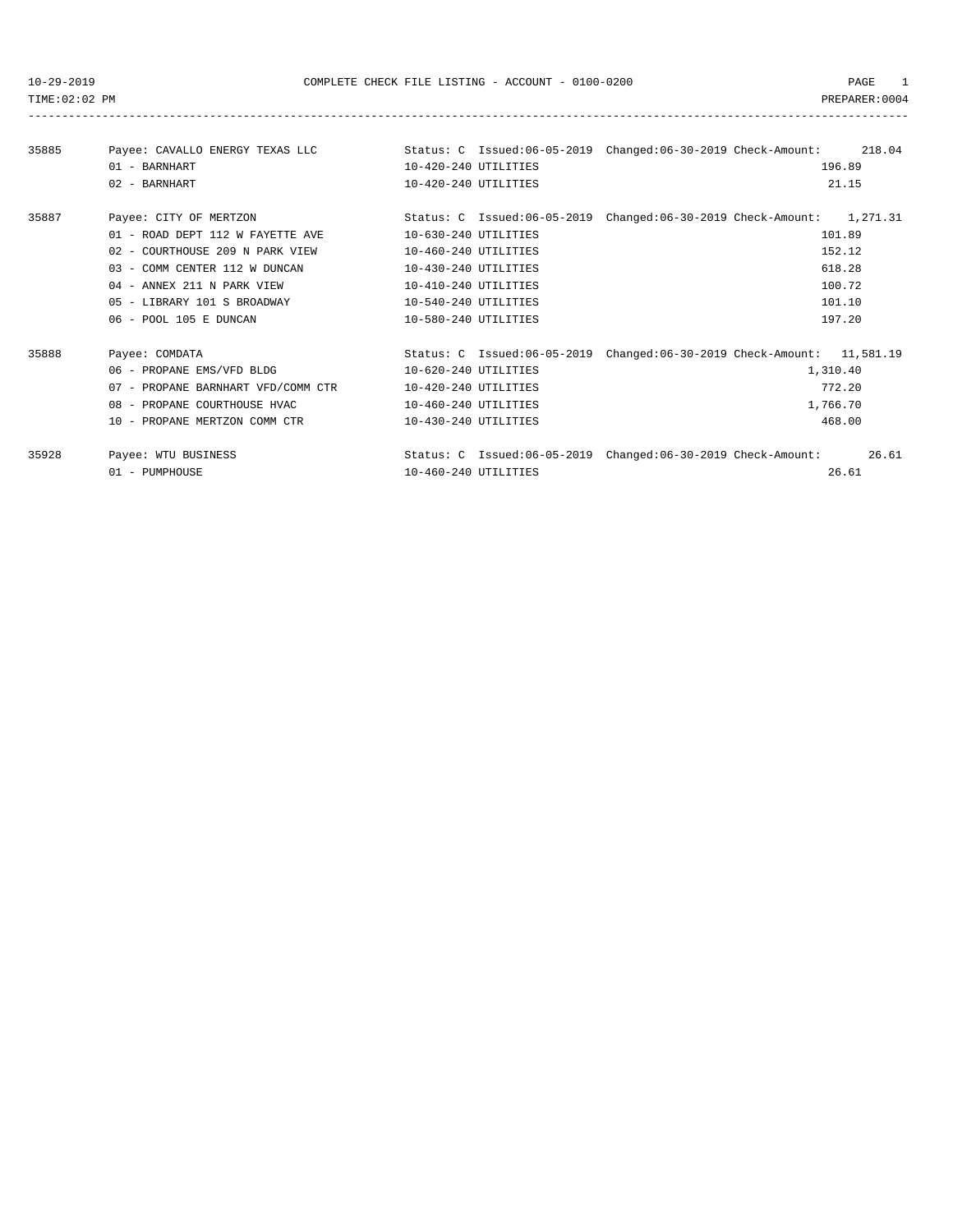COMPLETE CHECK FILE LISTING - ACCOUNT - 0100-0200

10-29-2019
TIME:02:02 PM
PREPARER:0004

| Check | Payee / Line | Account | Status / Dates | Amount |
|---|---|---|---|---|
| 35885 | Payee: CAVALLO ENERGY TEXAS LLC | | Status: C Issued:06-05-2019 Changed:06-30-2019 Check-Amount: | 218.04 |
| | 01 - BARNHART | 10-420-240 UTILITIES | | 196.89 |
| | 02 - BARNHART | 10-420-240 UTILITIES | | 21.15 |
| 35887 | Payee: CITY OF MERTZON | | Status: C Issued:06-05-2019 Changed:06-30-2019 Check-Amount: | 1,271.31 |
| | 01 - ROAD DEPT 112 W FAYETTE AVE | 10-630-240 UTILITIES | | 101.89 |
| | 02 - COURTHOUSE 209 N PARK VIEW | 10-460-240 UTILITIES | | 152.12 |
| | 03 - COMM CENTER 112 W DUNCAN | 10-430-240 UTILITIES | | 618.28 |
| | 04 - ANNEX 211 N PARK VIEW | 10-410-240 UTILITIES | | 100.72 |
| | 05 - LIBRARY 101 S BROADWAY | 10-540-240 UTILITIES | | 101.10 |
| | 06 - POOL 105 E DUNCAN | 10-580-240 UTILITIES | | 197.20 |
| 35888 | Payee: COMDATA | | Status: C Issued:06-05-2019 Changed:06-30-2019 Check-Amount: | 11,581.19 |
| | 06 - PROPANE EMS/VFD BLDG | 10-620-240 UTILITIES | | 1,310.40 |
| | 07 - PROPANE BARNHART VFD/COMM CTR | 10-420-240 UTILITIES | | 772.20 |
| | 08 - PROPANE COURTHOUSE HVAC | 10-460-240 UTILITIES | | 1,766.70 |
| | 10 - PROPANE MERTZON COMM CTR | 10-430-240 UTILITIES | | 468.00 |
| 35928 | Payee: WTU BUSINESS | | Status: C Issued:06-05-2019 Changed:06-30-2019 Check-Amount: | 26.61 |
| | 01 - PUMPHOUSE | 10-460-240 UTILITIES | | 26.61 |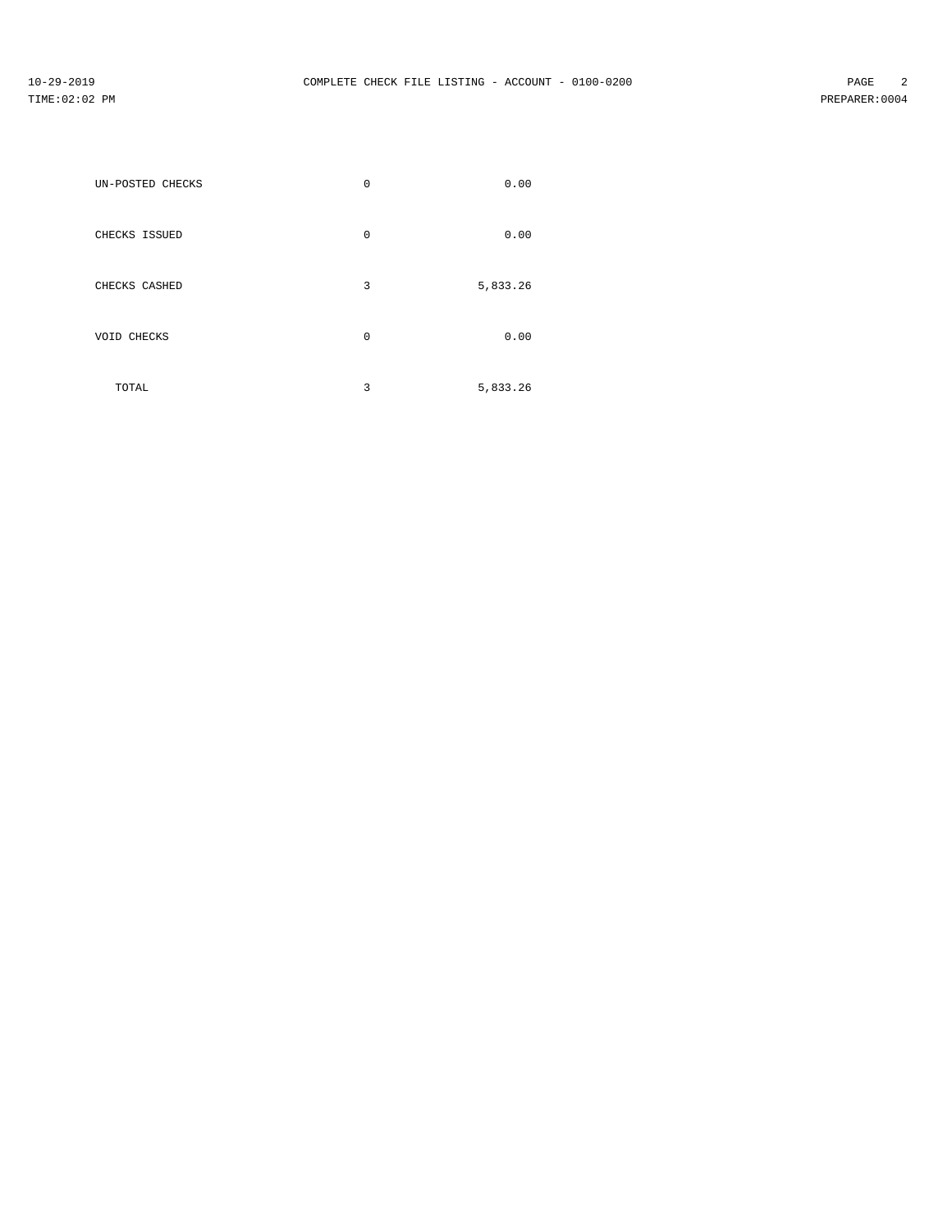| | | |
|---|---|---|
| UN-POSTED CHECKS | 0 | 0.00 |
| CHECKS ISSUED | 0 | 0.00 |
| CHECKS CASHED | 3 | 5,833.26 |
| VOID CHECKS | 0 | 0.00 |
| TOTAL | 3 | 5,833.26 |